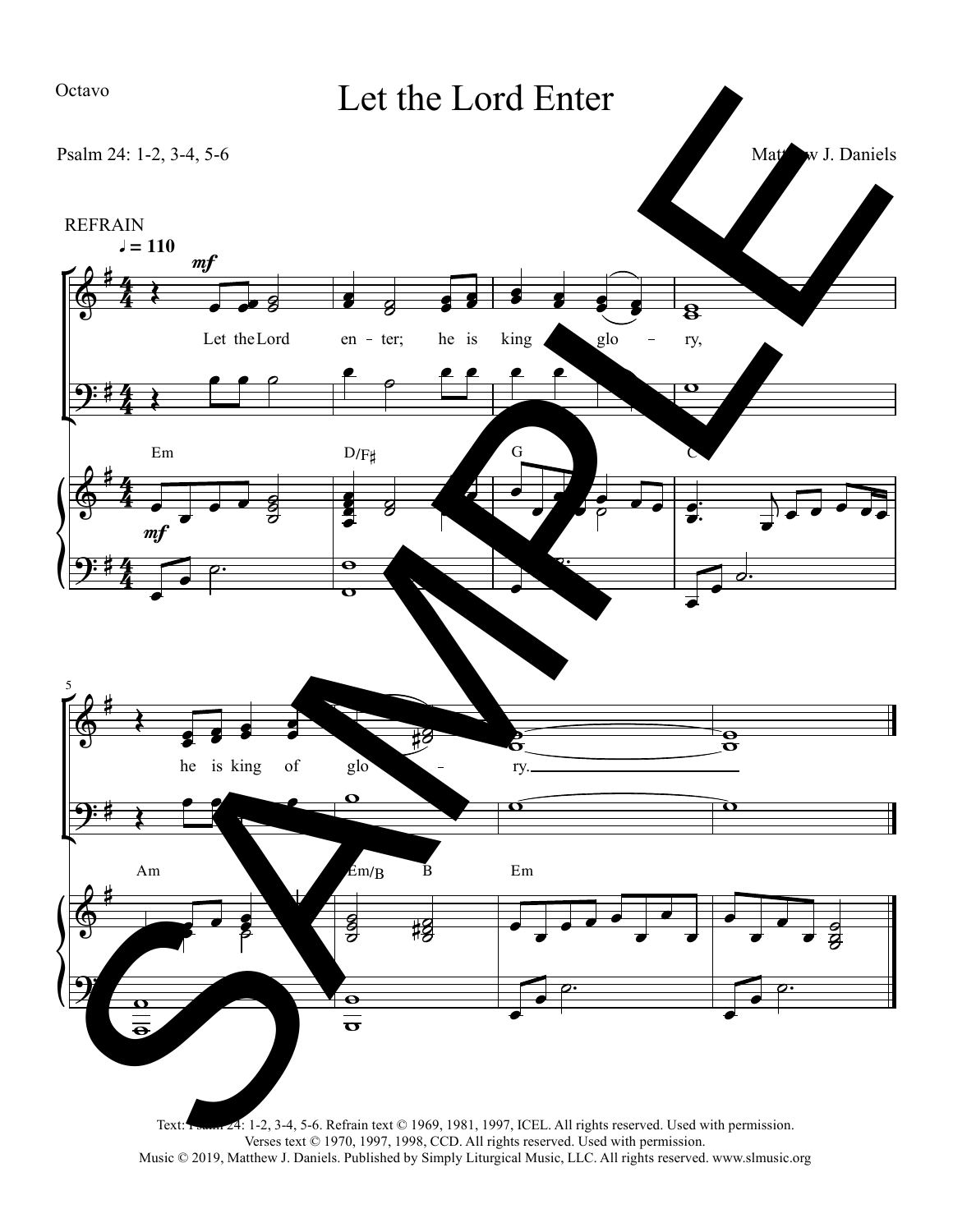Octavo

# Let the Lord Enter

Psalm 24: 1-2, 3-4, 5-6

Matthew J. Daniels

REFRAIN

♩ = 110

*mf*

Let the Lord enter; he is king of glory, he is king of glory.

Em D/F♯ G C Am Em/B B Em

Text: Psalm 24: 1-2, 3-4, 5-6. Refrain text © 1969, 1981, 1997, ICEL. All rights reserved. Used with permission.
Verses text © 1970, 1997, 1998, CCD. All rights reserved. Used with permission.
Music © 2019, Matthew J. Daniels. Published by Simply Liturgical Music, LLC. All rights reserved. www.slmusic.org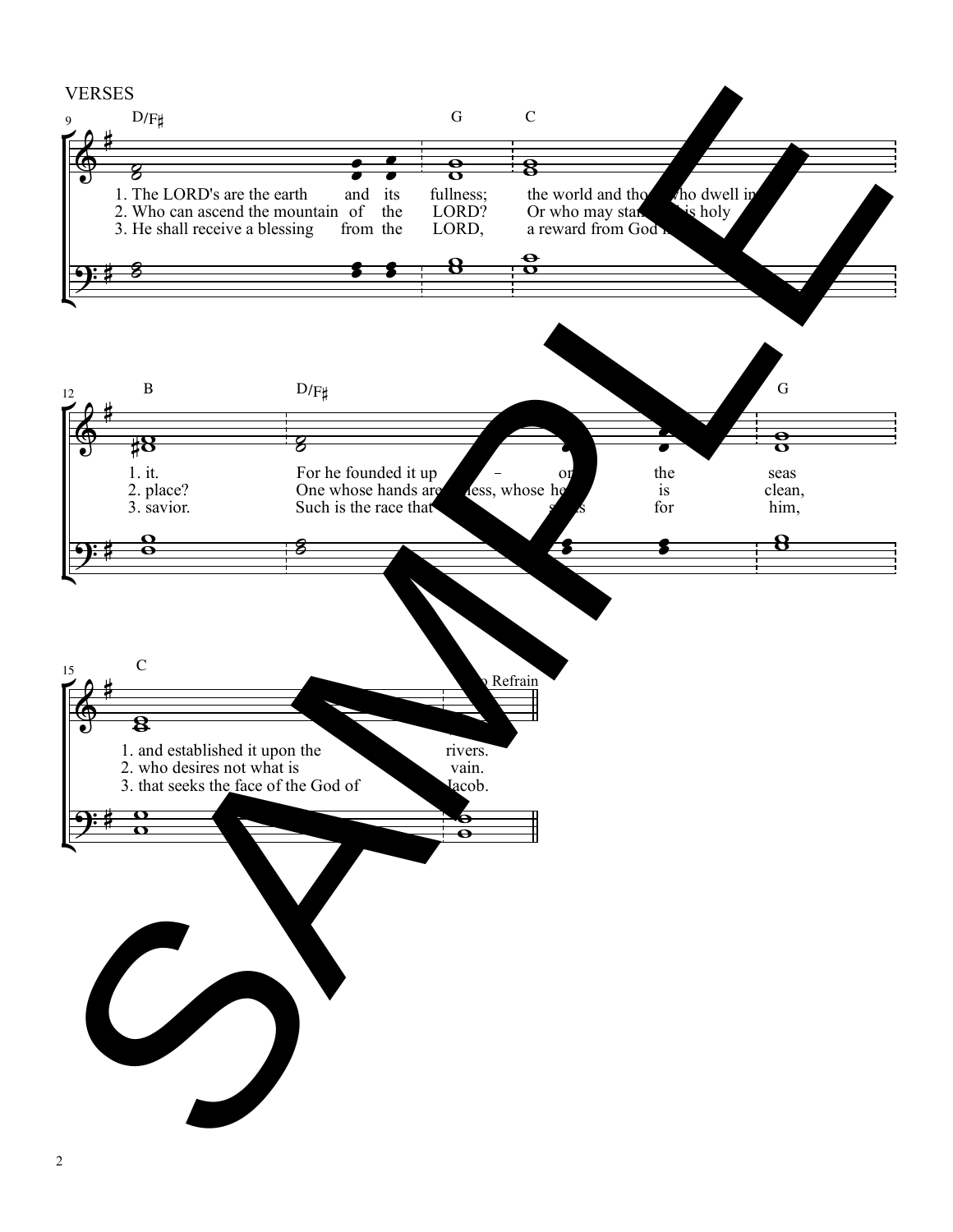VERSES

D/F♯ G C

1. The LORD's are the earth and its fullness; the world and those who dwell in
2. Who can ascend the mountain of the LORD? Or who may stand in his holy
3. He shall receive a blessing from the LORD, a reward from God his

B D/F♯ G

1. it. For he founded it up on the seas
2. place? One whose hands are sinless, whose heart is clean,
3. savior. Such is the race that seeks for him,

C

To Refrain

1. and established it upon the rivers.
2. who desires not what is vain.
3. that seeks the face of the God of Jacob.